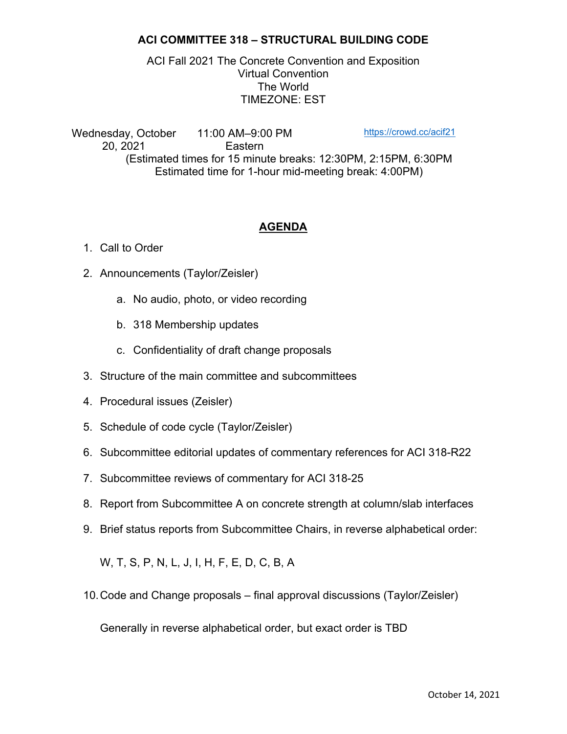# ACI COMMITTEE 318 – STRUCTURAL BUILDING CODE

ACI Fall 2021 The Concrete Convention and Exposition
Virtual Convention
The World
TIMEZONE: EST

Wednesday, October 20, 2021    11:00 AM–9:00 PM Eastern    https://crowd.cc/acif21

(Estimated times for 15 minute breaks: 12:30PM, 2:15PM, 6:30PM
Estimated time for 1-hour mid-meeting break: 4:00PM)

## AGENDA

1. Call to Order
2. Announcements (Taylor/Zeisler)
    a. No audio, photo, or video recording
    b. 318 Membership updates
    c. Confidentiality of draft change proposals
3. Structure of the main committee and subcommittees
4. Procedural issues (Zeisler)
5. Schedule of code cycle (Taylor/Zeisler)
6. Subcommittee editorial updates of commentary references for ACI 318-R22
7. Subcommittee reviews of commentary for ACI 318-25
8. Report from Subcommittee A on concrete strength at column/slab interfaces
9. Brief status reports from Subcommittee Chairs, in reverse alphabetical order:

    W, T, S, P, N, L, J, I, H, F, E, D, C, B, A

10. Code and Change proposals – final approval discussions (Taylor/Zeisler)

    Generally in reverse alphabetical order, but exact order is TBD

October 14, 2021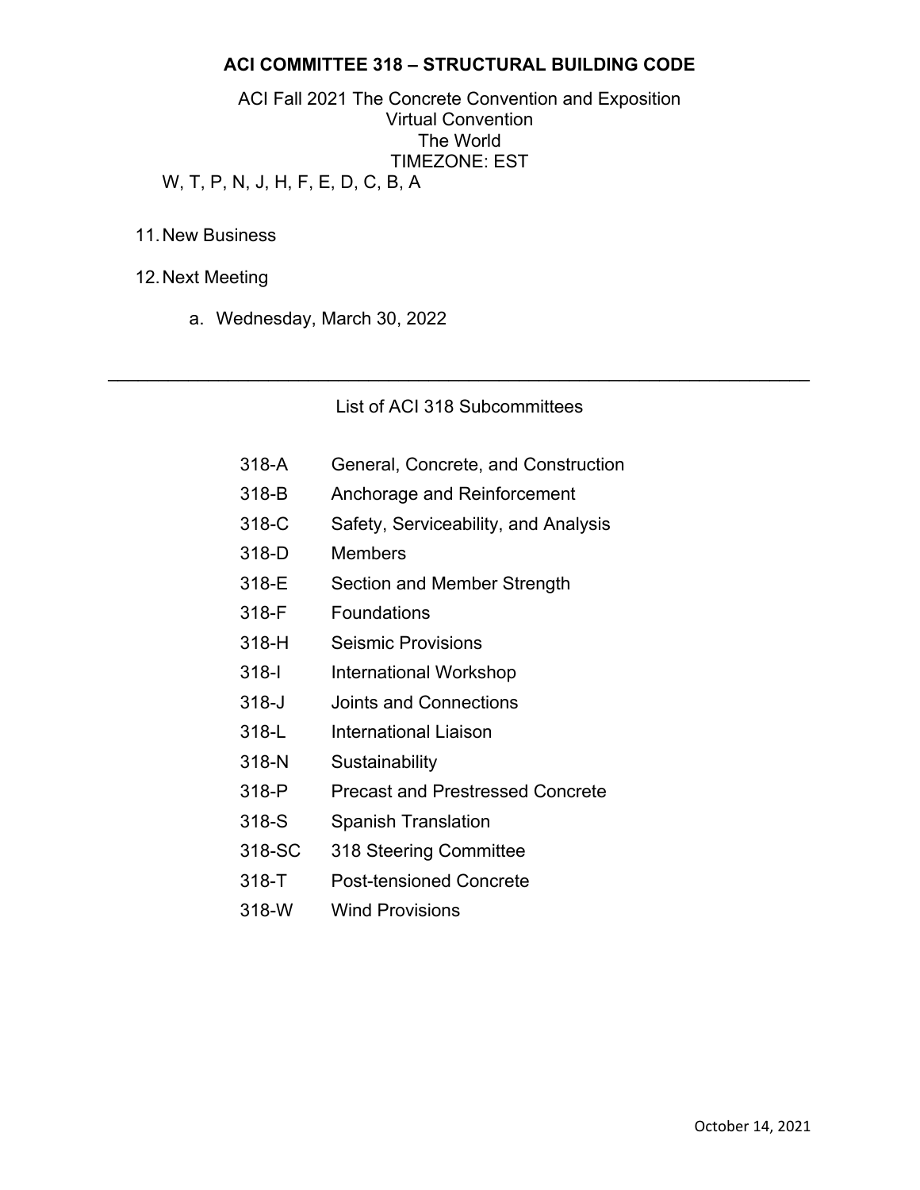**ACI COMMITTEE 318 – STRUCTURAL BUILDING CODE**

ACI Fall 2021 The Concrete Convention and Exposition
Virtual Convention
The World
TIMEZONE: EST

W, T, P, N, J, H, F, E, D, C, B, A

11. New Business

12. Next Meeting

    a. Wednesday, March 30, 2022

---

List of ACI 318 Subcommittees

| | |
|---|---|
| 318-A | General, Concrete, and Construction |
| 318-B | Anchorage and Reinforcement |
| 318-C | Safety, Serviceability, and Analysis |
| 318-D | Members |
| 318-E | Section and Member Strength |
| 318-F | Foundations |
| 318-H | Seismic Provisions |
| 318-I | International Workshop |
| 318-J | Joints and Connections |
| 318-L | International Liaison |
| 318-N | Sustainability |
| 318-P | Precast and Prestressed Concrete |
| 318-S | Spanish Translation |
| 318-SC | 318 Steering Committee |
| 318-T | Post-tensioned Concrete |
| 318-W | Wind Provisions |

October 14, 2021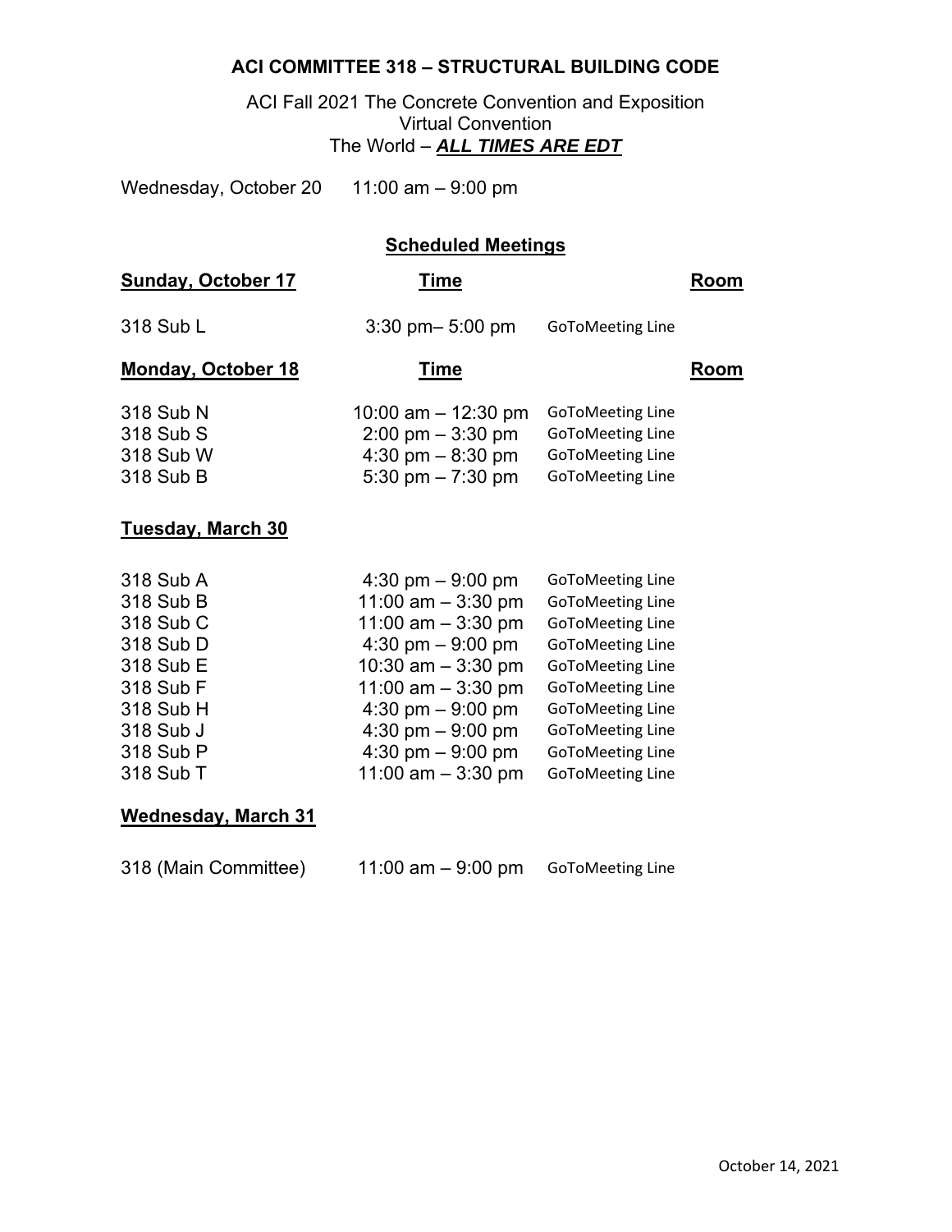**ACI COMMITTEE 318 – STRUCTURAL BUILDING CODE**

ACI Fall 2021 The Concrete Convention and Exposition
Virtual Convention
The World – ***ALL TIMES ARE EDT***

Wednesday, October 20 11:00 am – 9:00 pm

**Scheduled Meetings**

| **Sunday, October 17** | **Time** | **Room** |
|---|---|---|
| 318 Sub L | 3:30 pm– 5:00 pm | GoToMeeting Line |
| **Monday, October 18** | **Time** | **Room** |
| 318 Sub N | 10:00 am – 12:30 pm | GoToMeeting Line |
| 318 Sub S | 2:00 pm – 3:30 pm | GoToMeeting Line |
| 318 Sub W | 4:30 pm – 8:30 pm | GoToMeeting Line |
| 318 Sub B | 5:30 pm – 7:30 pm | GoToMeeting Line |
| **Tuesday, March 30** | | |
| 318 Sub A | 4:30 pm – 9:00 pm | GoToMeeting Line |
| 318 Sub B | 11:00 am – 3:30 pm | GoToMeeting Line |
| 318 Sub C | 11:00 am – 3:30 pm | GoToMeeting Line |
| 318 Sub D | 4:30 pm – 9:00 pm | GoToMeeting Line |
| 318 Sub E | 10:30 am – 3:30 pm | GoToMeeting Line |
| 318 Sub F | 11:00 am – 3:30 pm | GoToMeeting Line |
| 318 Sub H | 4:30 pm – 9:00 pm | GoToMeeting Line |
| 318 Sub J | 4:30 pm – 9:00 pm | GoToMeeting Line |
| 318 Sub P | 4:30 pm – 9:00 pm | GoToMeeting Line |
| 318 Sub T | 11:00 am – 3:30 pm | GoToMeeting Line |
| **Wednesday, March 31** | | |
| 318 (Main Committee) | 11:00 am – 9:00 pm | GoToMeeting Line |

October 14, 2021